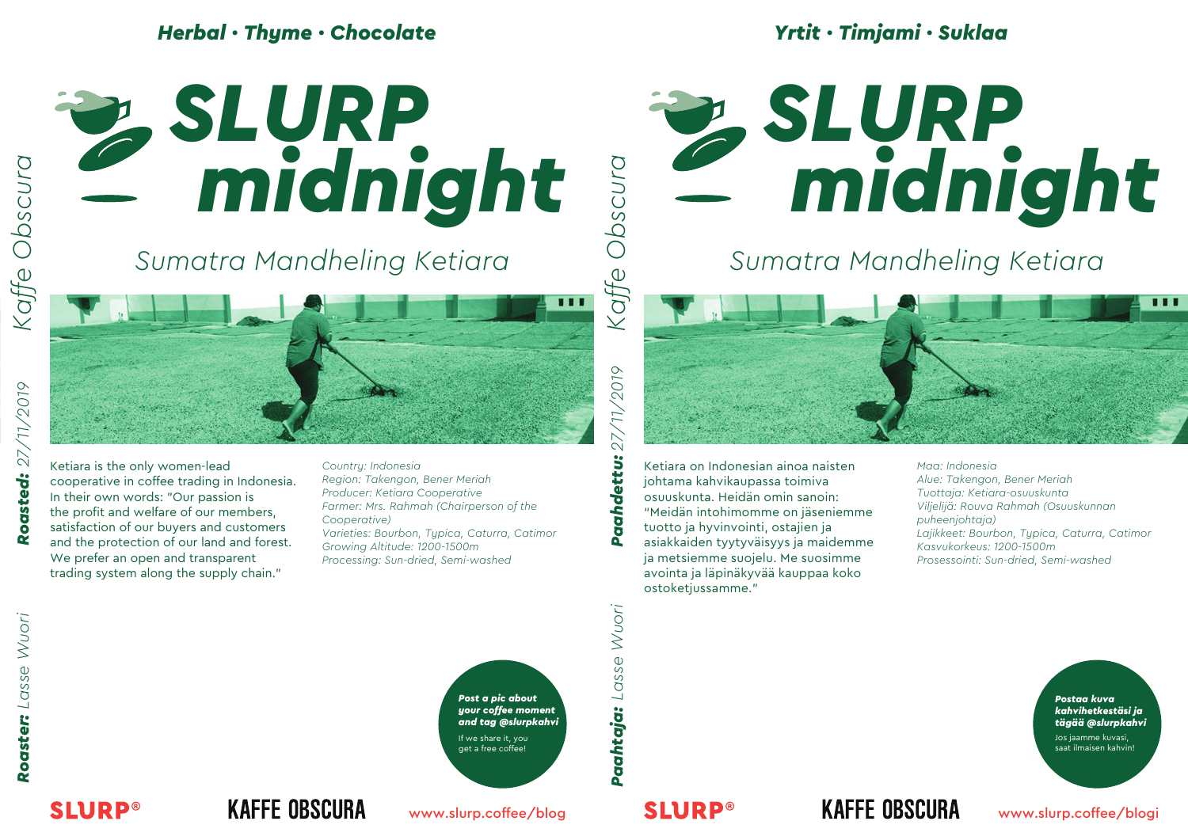**Herbal · Thyme · Chocolate**

# SLURP midnight

## Sumatra Mandheling Ketiara

*Kaffe Obscura*

***Roasted:*** *27/11/2019*

Ketiara is the only women-lead cooperative in coffee trading in Indonesia. In their own words: "Our passion is the profit and welfare of our members, satisfaction of our buyers and customers and the protection of our land and forest. We prefer an open and transparent trading system along the supply chain."

*Country: Indonesia*
*Region: Takengon, Bener Meriah*
*Producer: Ketiara Cooperative*
*Farmer: Mrs. Rahmah (Chairperson of the Cooperative)*
*Varieties: Bourbon, Typica, Caturra, Catimor*
*Growing Altitude: 1200-1500m*
*Processing: Sun-dried, Semi-washed*

***Roaster:*** *Lasse Wuori*

***Post a pic about your coffee moment and tag @slurpkahvi***

If we share it, you get a free coffee!

SLURP®　KAFFE OBSCURA　www.slurp.coffee/blog

---

**Yrtit · Timjami · Suklaa**

# SLURP midnight

## Sumatra Mandheling Ketiara

*Kaffe Obscura*

***Paahdettu:*** *27/11/2019*

Ketiara on Indonesian ainoa naisten johtama kahvikaupassa toimiva osuuskunta. Heidän omin sanoin: "Meidän intohimomme on jäseniemme tuotto ja hyvinvointi, ostajien ja asiakkaiden tyytyväisyys ja maidemme ja metsiemme suojelu. Me suosimme avointa ja läpinäkyvää kauppaa koko ostoketjussamme."

*Maa: Indonesia*
*Alue: Takengon, Bener Meriah*
*Tuottaja: Ketiara-osuuskunta*
*Viljelijä: Rouva Rahmah (Osuuskunnan puheenjohtaja)*
*Lajikkeet: Bourbon, Typica, Caturra, Catimor*
*Kasvukorkeus: 1200-1500m*
*Prosessointi: Sun-dried, Semi-washed*

***Paahtaja:*** *Lasse Wuori*

***Postaa kuva kahvihetkestäsi ja tägää @slurpkahvi***

Jos jaamme kuvasi, saat ilmaisen kahvin!

SLURP®　KAFFE OBSCURA　www.slurp.coffee/blogi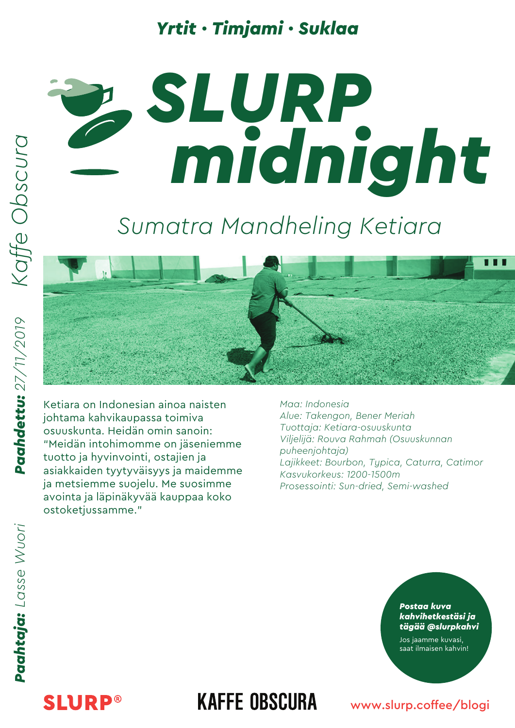***Yrtit • Timjami • Suklaa***

# SLURP midnight

## *Sumatra Mandheling Ketiara*

Ketiara on Indonesian ainoa naisten johtama kahvikaupassa toimiva osuuskunta. Heidän omin sanoin: "Meidän intohimomme on jäseniemme tuotto ja hyvinvointi, ostajien ja asiakkaiden tyytyväisyys ja maidemme ja metsiemme suojelu. Me suosimme avointa ja läpinäkyvää kauppaa koko ostoketjussamme."

*Maa: Indonesia*
*Alue: Takengon, Bener Meriah*
*Tuottaja: Ketiara-osuuskunta*
*Viljelijä: Rouva Rahmah (Osuuskunnan puheenjohtaja)*
*Lajikkeet: Bourbon, Typica, Caturra, Catimor*
*Kasvukorkeus: 1200-1500m*
*Prosessointi: Sun-dried, Semi-washed*

*Kaffe Obscura*

***Paahdettu:*** *27/11/2019*

***Paahtaja:*** *Lasse Wuori*

***Postaa kuva kahvihetkestäsi ja tägää @slurpkahvi***

Jos jaamme kuvasi, saat ilmaisen kahvin!

SLURP®

KAFFE OBSCURA

www.slurp.coffee/blogi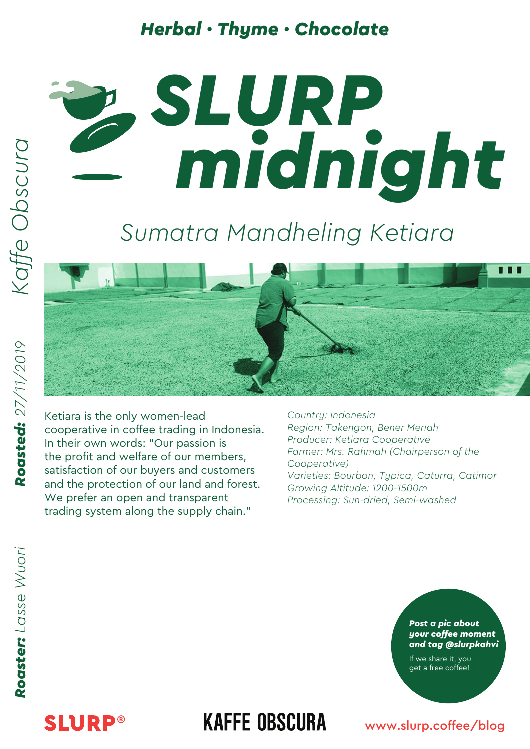***Herbal • Thyme • Chocolate***

# SLURP midnight

## Sumatra Mandheling Ketiara

*Kaffe Obscura*

***Roasted:*** *27/11/2019*

***Roaster:*** *Lasse Wuori*

Ketiara is the only women-lead cooperative in coffee trading in Indonesia. In their own words: "Our passion is the profit and welfare of our members, satisfaction of our buyers and customers and the protection of our land and forest. We prefer an open and transparent trading system along the supply chain."

*Country: Indonesia*
*Region: Takengon, Bener Meriah*
*Producer: Ketiara Cooperative*
*Farmer: Mrs. Rahmah (Chairperson of the Cooperative)*
*Varieties: Bourbon, Typica, Caturra, Catimor*
*Growing Altitude: 1200-1500m*
*Processing: Sun-dried, Semi-washed*

***Post a pic about your coffee moment and tag @slurpkahvi***

If we share it, you get a free coffee!

**SLURP®**

**KAFFE OBSCURA**

www.slurp.coffee/blog